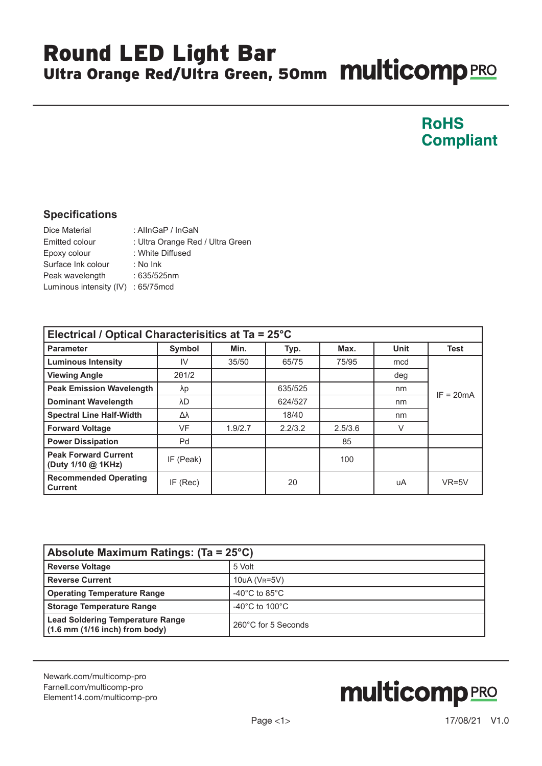# Round LED Light Bar

## Ultra Orange Red/Ultra Green, 50mm

multicomp PRO

**RoHS Compliant**

### Specifications

| | |
|---|---|
| Dice Material | : AlInGaP / InGaN |
| Emitted colour | : Ultra Orange Red / Ultra Green |
| Epoxy colour | : White Diffused |
| Surface Ink colour | : No Ink |
| Peak wavelength | : 635/525nm |
| Luminous intensity (IV) | : 65/75mcd |

| Electrical / Optical Characterisitics at Ta = 25°C | | | | | | |
|---|---|---|---|---|---|---|
| **Parameter** | **Symbol** | **Min.** | **Typ.** | **Max.** | **Unit** | **Test** |
| **Luminous Intensity** | IV | 35/50 | 65/75 | 75/95 | mcd | IF = 20mA |
| **Viewing Angle** | 2θ1/2 | | | | deg | |
| **Peak Emission Wavelength** | λp | | 635/525 | | nm | |
| **Dominant Wavelength** | λD | | 624/527 | | nm | |
| **Spectral Line Half-Width** | Δλ | | 18/40 | | nm | |
| **Forward Voltage** | VF | 1.9/2.7 | 2.2/3.2 | 2.5/3.6 | V | |
| **Power Dissipation** | Pd | | | 85 | | |
| **Peak Forward Current (Duty 1/10 @ 1KHz)** | IF (Peak) | | | 100 | | |
| **Recommended Operating Current** | IF (Rec) | | 20 | | uA | VR=5V |

| Absolute Maximum Ratings: (Ta = 25°C) | |
|---|---|
| **Reverse Voltage** | 5 Volt |
| **Reverse Current** | 10uA ($V_R$=5V) |
| **Operating Temperature Range** | -40°C to 85°C |
| **Storage Temperature Range** | -40°C to 100°C |
| **Lead Soldering Temperature Range (1.6 mm (1/16 inch) from body)** | 260°C for 5 Seconds |

Newark.com/multicomp-pro
Farnell.com/multicomp-pro
Element14.com/multicomp-pro

multicomp PRO

17/08/21 V1.0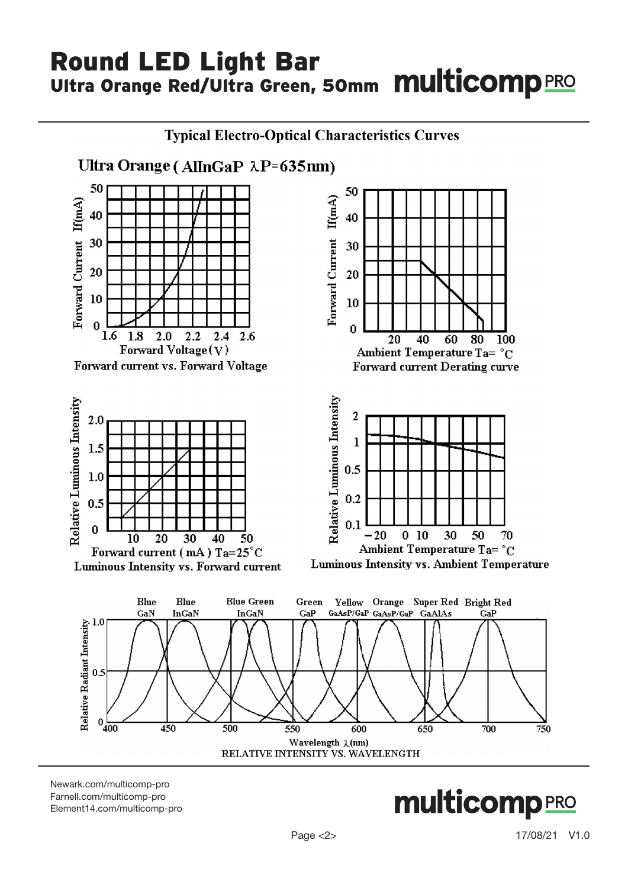# Round LED Light Bar

## Ultra Orange Red/Ultra Green, 50mm

### Typical Electro-Optical Characteristics Curves

Ultra Orange ( AlInGaP λP=635nm)

Forward current vs. Forward Voltage

Forward current Derating curve

Luminous Intensity vs. Forward current

Luminous Intensity vs. Ambient Temperature

RELATIVE INTENSITY VS. WAVELENGTH

Newark.com/multicomp-pro
Farnell.com/multicomp-pro
Element14.com/multicomp-pro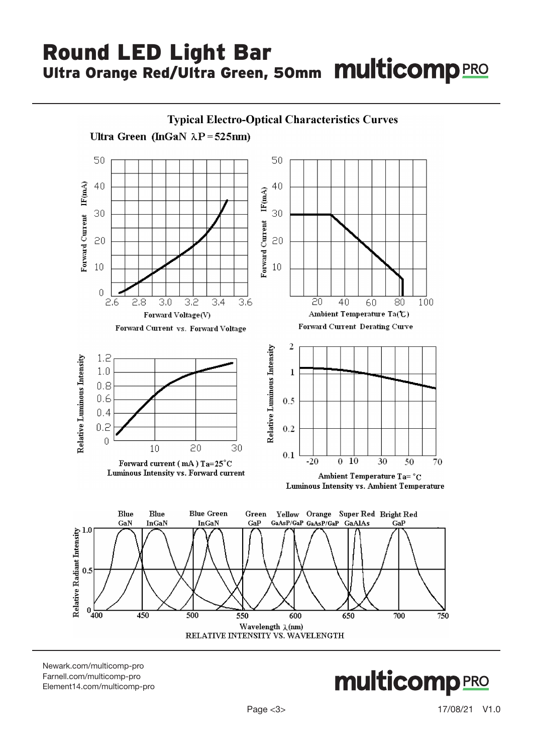# Round LED Light Bar

## Ultra Orange Red/Ultra Green, 50mm

### Typical Electro-Optical Characteristics Curves

**Ultra Green (InGaN λP = 525nm)**

Forward Current vs. Forward Voltage

Forward Current Derating Curve

Luminous Intensity vs. Forward current

Luminous Intensity vs. Ambient Temperature

RELATIVE INTENSITY VS. WAVELENGTH

Newark.com/multicomp-pro
Farnell.com/multicomp-pro
Element14.com/multicomp-pro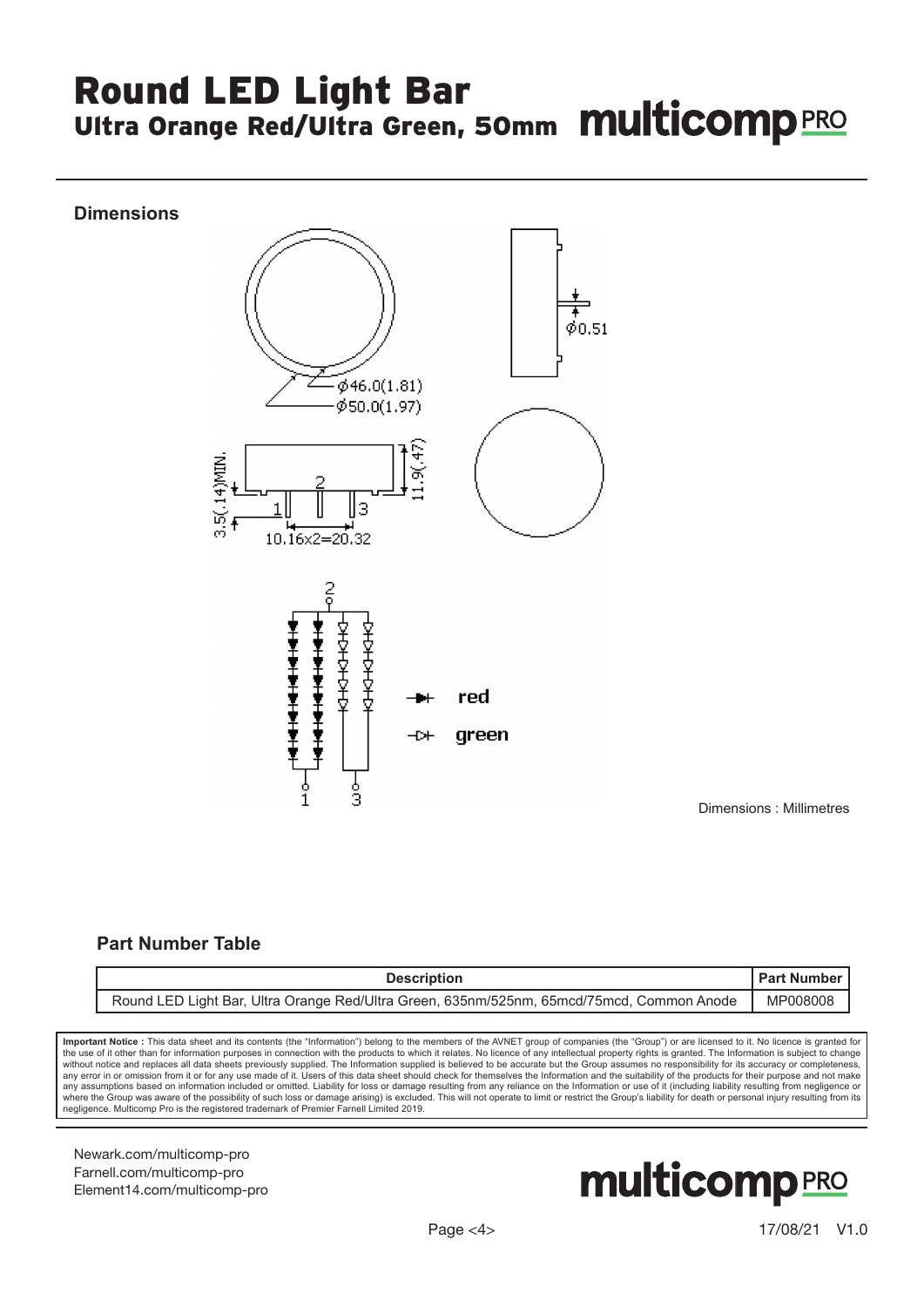# Round LED Light Bar

## Ultra Orange Red/Ultra Green, 50mm

### Dimensions

ϕ0.51

ϕ46.0(1.81)

ϕ50.0(1.97)

3.5(.14)MIN.

11.9(.47)

1 2 3

10.16x2=20.32

2

red

green

1 3

Dimensions : Millimetres

### Part Number Table

| Description | Part Number |
| --- | --- |
| Round LED Light Bar, Ultra Orange Red/Ultra Green, 635nm/525nm, 65mcd/75mcd, Common Anode | MP008008 |

**Important Notice :** This data sheet and its contents (the "Information") belong to the members of the AVNET group of companies (the "Group") or are licensed to it. No licence is granted for the use of it other than for information purposes in connection with the products to which it relates. No licence of any intellectual property rights is granted. The Information is subject to change without notice and replaces all data sheets previously supplied. The Information supplied is believed to be accurate but the Group assumes no responsibility for its accuracy or completeness, any error in or omission from it or for any use made of it. Users of this data sheet should check for themselves the Information and the suitability of the products for their purpose and not make any assumptions based on information included or omitted. Liability for loss or damage resulting from any reliance on the Information or use of it (including liability resulting from negligence or where the Group was aware of the possibility of such loss or damage arising) is excluded. This will not operate to limit or restrict the Group's liability for death or personal injury resulting from its negligence. Multicomp Pro is the registered trademark of Premier Farnell Limited 2019.

Newark.com/multicomp-pro
Farnell.com/multicomp-pro
Element14.com/multicomp-pro

17/08/21 V1.0